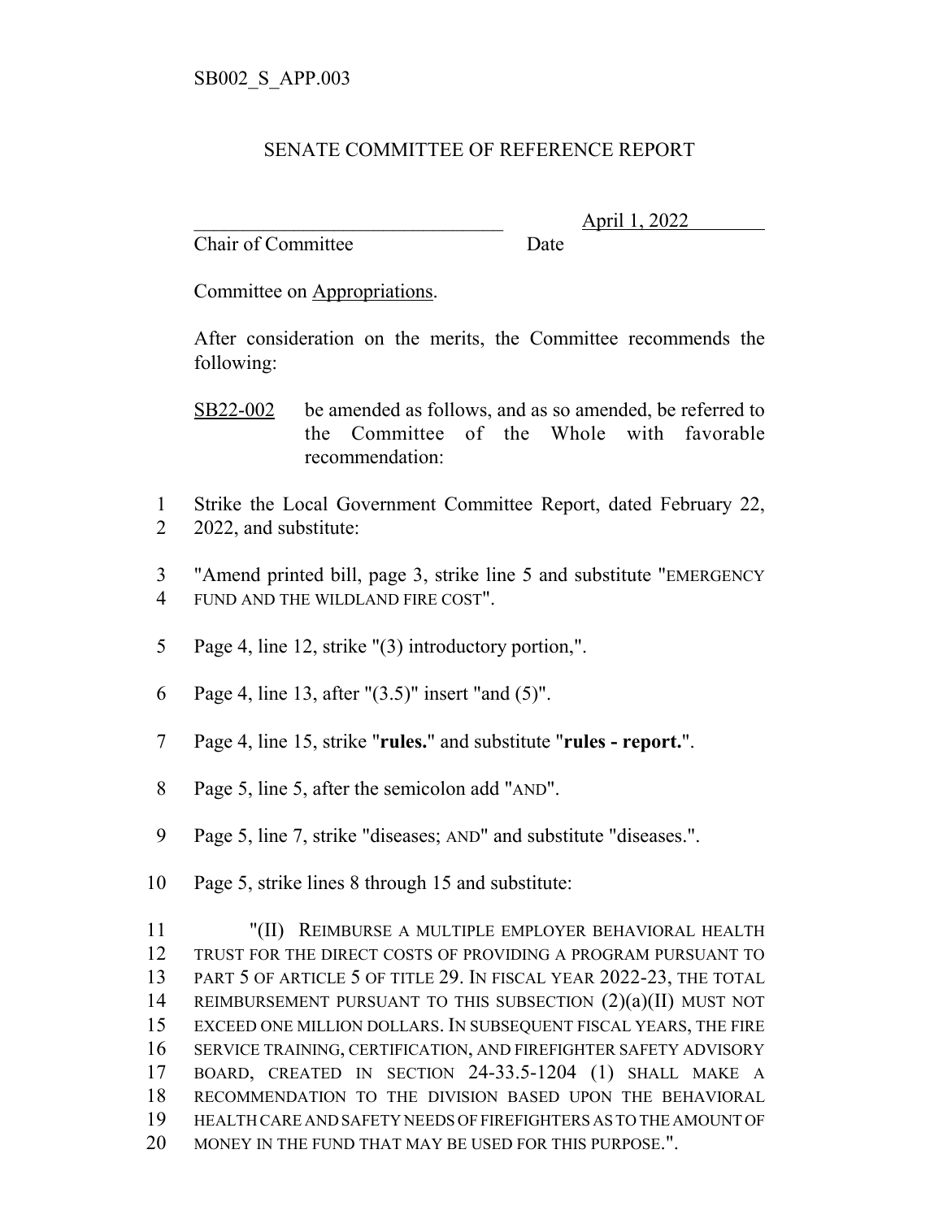SB002_S_APP.003

SENATE COMMITTEE OF REFERENCE REPORT

_______________________________ April 1, 2022
Chair of Committee Date

Committee on Appropriations.

After consideration on the merits, the Committee recommends the following:

SB22-002 be amended as follows, and as so amended, be referred to the Committee of the Whole with favorable recommendation:

1 Strike the Local Government Committee Report, dated February 22,
2 2022, and substitute:

3 "Amend printed bill, page 3, strike line 5 and substitute "EMERGENCY
4 FUND AND THE WILDLAND FIRE COST".

5 Page 4, line 12, strike "(3) introductory portion,".

6 Page 4, line 13, after "(3.5)" insert "and (5)".

7 Page 4, line 15, strike "**rules.**" and substitute "**rules - report.**".

8 Page 5, line 5, after the semicolon add "AND".

9 Page 5, line 7, strike "diseases; AND" and substitute "diseases.".

10 Page 5, strike lines 8 through 15 and substitute:

11 "(II) REIMBURSE A MULTIPLE EMPLOYER BEHAVIORAL HEALTH
12 TRUST FOR THE DIRECT COSTS OF PROVIDING A PROGRAM PURSUANT TO
13 PART 5 OF ARTICLE 5 OF TITLE 29. IN FISCAL YEAR 2022-23, THE TOTAL
14 REIMBURSEMENT PURSUANT TO THIS SUBSECTION (2)(a)(II) MUST NOT
15 EXCEED ONE MILLION DOLLARS. IN SUBSEQUENT FISCAL YEARS, THE FIRE
16 SERVICE TRAINING, CERTIFICATION, AND FIREFIGHTER SAFETY ADVISORY
17 BOARD, CREATED IN SECTION 24-33.5-1204 (1) SHALL MAKE A
18 RECOMMENDATION TO THE DIVISION BASED UPON THE BEHAVIORAL
19 HEALTH CARE AND SAFETY NEEDS OF FIREFIGHTERS AS TO THE AMOUNT OF
20 MONEY IN THE FUND THAT MAY BE USED FOR THIS PURPOSE.".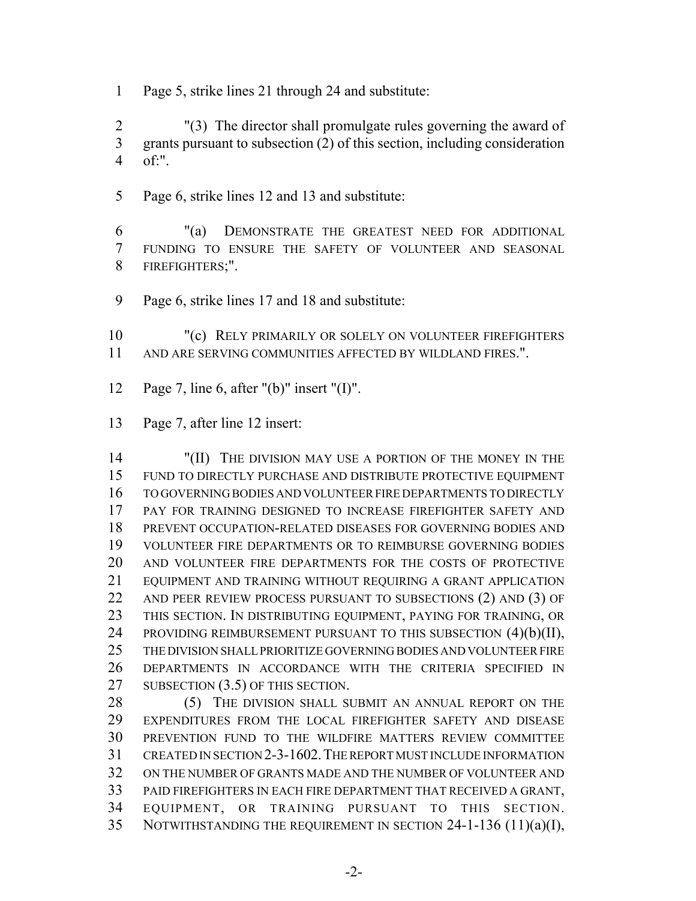Page 5, strike lines 21 through 24 and substitute:

"(3) The director shall promulgate rules governing the award of grants pursuant to subsection (2) of this section, including consideration of:".

Page 6, strike lines 12 and 13 and substitute:

"(a) DEMONSTRATE THE GREATEST NEED FOR ADDITIONAL FUNDING TO ENSURE THE SAFETY OF VOLUNTEER AND SEASONAL FIREFIGHTERS;".

Page 6, strike lines 17 and 18 and substitute:

"(c) RELY PRIMARILY OR SOLELY ON VOLUNTEER FIREFIGHTERS AND ARE SERVING COMMUNITIES AFFECTED BY WILDLAND FIRES.".

Page 7, line 6, after "(b)" insert "(I)".

Page 7, after line 12 insert:

"(II) THE DIVISION MAY USE A PORTION OF THE MONEY IN THE FUND TO DIRECTLY PURCHASE AND DISTRIBUTE PROTECTIVE EQUIPMENT TO GOVERNING BODIES AND VOLUNTEER FIRE DEPARTMENTS TO DIRECTLY PAY FOR TRAINING DESIGNED TO INCREASE FIREFIGHTER SAFETY AND PREVENT OCCUPATION-RELATED DISEASES FOR GOVERNING BODIES AND VOLUNTEER FIRE DEPARTMENTS OR TO REIMBURSE GOVERNING BODIES AND VOLUNTEER FIRE DEPARTMENTS FOR THE COSTS OF PROTECTIVE EQUIPMENT AND TRAINING WITHOUT REQUIRING A GRANT APPLICATION AND PEER REVIEW PROCESS PURSUANT TO SUBSECTIONS (2) AND (3) OF THIS SECTION. IN DISTRIBUTING EQUIPMENT, PAYING FOR TRAINING, OR PROVIDING REIMBURSEMENT PURSUANT TO THIS SUBSECTION (4)(b)(II), THE DIVISION SHALL PRIORITIZE GOVERNING BODIES AND VOLUNTEER FIRE DEPARTMENTS IN ACCORDANCE WITH THE CRITERIA SPECIFIED IN SUBSECTION (3.5) OF THIS SECTION.

(5) THE DIVISION SHALL SUBMIT AN ANNUAL REPORT ON THE EXPENDITURES FROM THE LOCAL FIREFIGHTER SAFETY AND DISEASE PREVENTION FUND TO THE WILDFIRE MATTERS REVIEW COMMITTEE CREATED IN SECTION 2-3-1602. THE REPORT MUST INCLUDE INFORMATION ON THE NUMBER OF GRANTS MADE AND THE NUMBER OF VOLUNTEER AND PAID FIREFIGHTERS IN EACH FIRE DEPARTMENT THAT RECEIVED A GRANT, EQUIPMENT, OR TRAINING PURSUANT TO THIS SECTION. NOTWITHSTANDING THE REQUIREMENT IN SECTION 24-1-136 (11)(a)(I),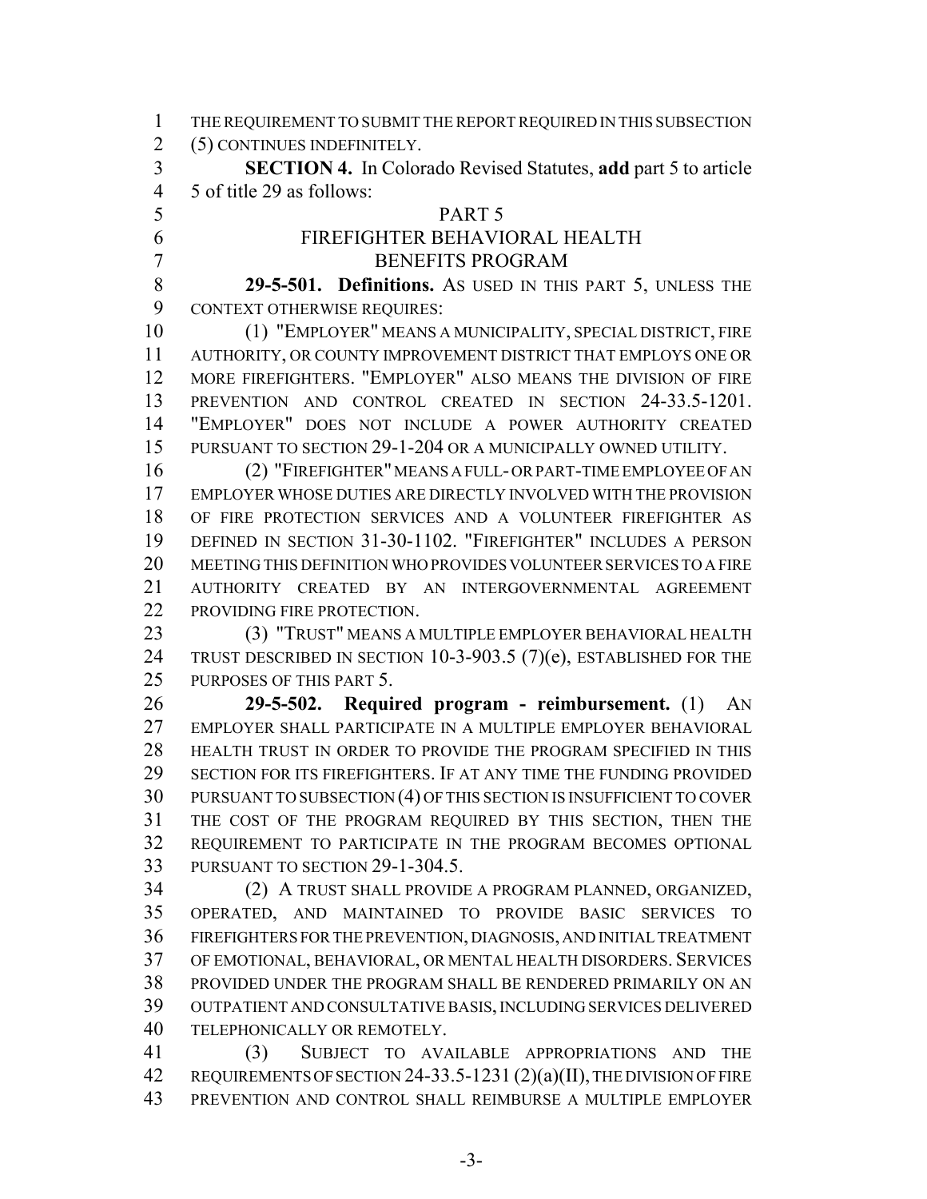THE REQUIREMENT TO SUBMIT THE REPORT REQUIRED IN THIS SUBSECTION (5) CONTINUES INDEFINITELY.

**SECTION 4.** In Colorado Revised Statutes, **add** part 5 to article 5 of title 29 as follows:

PART 5
FIREFIGHTER BEHAVIORAL HEALTH
BENEFITS PROGRAM

**29-5-501. Definitions.** AS USED IN THIS PART 5, UNLESS THE CONTEXT OTHERWISE REQUIRES:

(1) "EMPLOYER" MEANS A MUNICIPALITY, SPECIAL DISTRICT, FIRE AUTHORITY, OR COUNTY IMPROVEMENT DISTRICT THAT EMPLOYS ONE OR MORE FIREFIGHTERS. "EMPLOYER" ALSO MEANS THE DIVISION OF FIRE PREVENTION AND CONTROL CREATED IN SECTION 24-33.5-1201. "EMPLOYER" DOES NOT INCLUDE A POWER AUTHORITY CREATED PURSUANT TO SECTION 29-1-204 OR A MUNICIPALLY OWNED UTILITY.

(2) "FIREFIGHTER" MEANS A FULL- OR PART-TIME EMPLOYEE OF AN EMPLOYER WHOSE DUTIES ARE DIRECTLY INVOLVED WITH THE PROVISION OF FIRE PROTECTION SERVICES AND A VOLUNTEER FIREFIGHTER AS DEFINED IN SECTION 31-30-1102. "FIREFIGHTER" INCLUDES A PERSON MEETING THIS DEFINITION WHO PROVIDES VOLUNTEER SERVICES TO A FIRE AUTHORITY CREATED BY AN INTERGOVERNMENTAL AGREEMENT PROVIDING FIRE PROTECTION.

(3) "TRUST" MEANS A MULTIPLE EMPLOYER BEHAVIORAL HEALTH TRUST DESCRIBED IN SECTION 10-3-903.5 (7)(e), ESTABLISHED FOR THE PURPOSES OF THIS PART 5.

**29-5-502. Required program - reimbursement.** (1) AN EMPLOYER SHALL PARTICIPATE IN A MULTIPLE EMPLOYER BEHAVIORAL HEALTH TRUST IN ORDER TO PROVIDE THE PROGRAM SPECIFIED IN THIS SECTION FOR ITS FIREFIGHTERS. IF AT ANY TIME THE FUNDING PROVIDED PURSUANT TO SUBSECTION (4) OF THIS SECTION IS INSUFFICIENT TO COVER THE COST OF THE PROGRAM REQUIRED BY THIS SECTION, THEN THE REQUIREMENT TO PARTICIPATE IN THE PROGRAM BECOMES OPTIONAL PURSUANT TO SECTION 29-1-304.5.

(2) A TRUST SHALL PROVIDE A PROGRAM PLANNED, ORGANIZED, OPERATED, AND MAINTAINED TO PROVIDE BASIC SERVICES TO FIREFIGHTERS FOR THE PREVENTION, DIAGNOSIS, AND INITIAL TREATMENT OF EMOTIONAL, BEHAVIORAL, OR MENTAL HEALTH DISORDERS. SERVICES PROVIDED UNDER THE PROGRAM SHALL BE RENDERED PRIMARILY ON AN OUTPATIENT AND CONSULTATIVE BASIS, INCLUDING SERVICES DELIVERED TELEPHONICALLY OR REMOTELY.

(3) SUBJECT TO AVAILABLE APPROPRIATIONS AND THE REQUIREMENTS OF SECTION 24-33.5-1231 (2)(a)(II), THE DIVISION OF FIRE PREVENTION AND CONTROL SHALL REIMBURSE A MULTIPLE EMPLOYER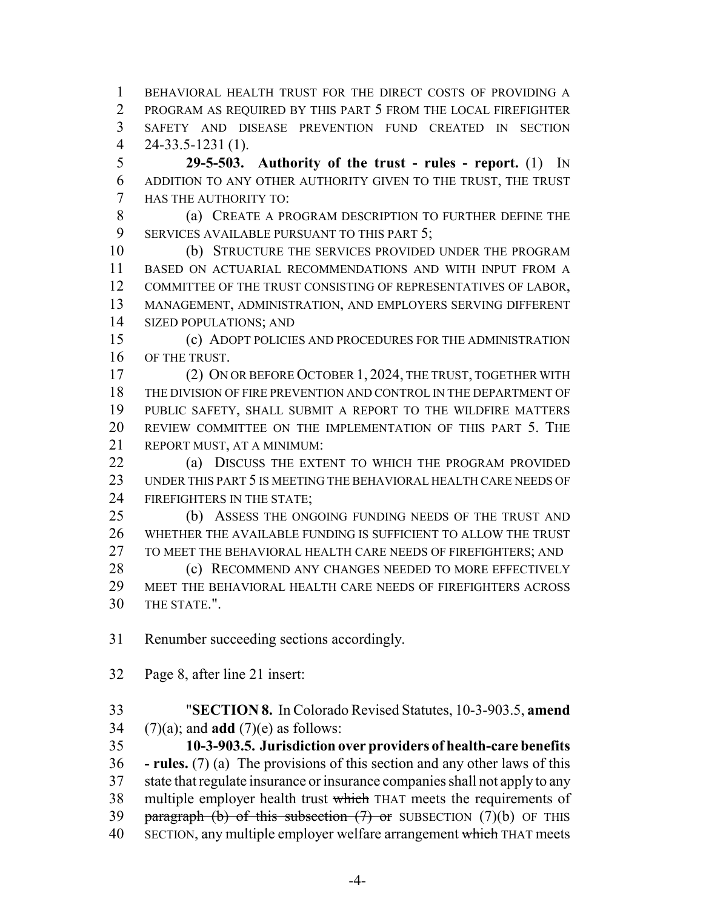BEHAVIORAL HEALTH TRUST FOR THE DIRECT COSTS OF PROVIDING A PROGRAM AS REQUIRED BY THIS PART 5 FROM THE LOCAL FIREFIGHTER SAFETY AND DISEASE PREVENTION FUND CREATED IN SECTION 24-33.5-1231 (1).

**29-5-503. Authority of the trust - rules - report.** (1) IN ADDITION TO ANY OTHER AUTHORITY GIVEN TO THE TRUST, THE TRUST HAS THE AUTHORITY TO:

(a) CREATE A PROGRAM DESCRIPTION TO FURTHER DEFINE THE SERVICES AVAILABLE PURSUANT TO THIS PART 5;

(b) STRUCTURE THE SERVICES PROVIDED UNDER THE PROGRAM BASED ON ACTUARIAL RECOMMENDATIONS AND WITH INPUT FROM A COMMITTEE OF THE TRUST CONSISTING OF REPRESENTATIVES OF LABOR, MANAGEMENT, ADMINISTRATION, AND EMPLOYERS SERVING DIFFERENT SIZED POPULATIONS; AND

(c) ADOPT POLICIES AND PROCEDURES FOR THE ADMINISTRATION OF THE TRUST.

(2) ON OR BEFORE OCTOBER 1, 2024, THE TRUST, TOGETHER WITH THE DIVISION OF FIRE PREVENTION AND CONTROL IN THE DEPARTMENT OF PUBLIC SAFETY, SHALL SUBMIT A REPORT TO THE WILDFIRE MATTERS REVIEW COMMITTEE ON THE IMPLEMENTATION OF THIS PART 5. THE REPORT MUST, AT A MINIMUM:

(a) DISCUSS THE EXTENT TO WHICH THE PROGRAM PROVIDED UNDER THIS PART 5 IS MEETING THE BEHAVIORAL HEALTH CARE NEEDS OF FIREFIGHTERS IN THE STATE;

(b) ASSESS THE ONGOING FUNDING NEEDS OF THE TRUST AND WHETHER THE AVAILABLE FUNDING IS SUFFICIENT TO ALLOW THE TRUST TO MEET THE BEHAVIORAL HEALTH CARE NEEDS OF FIREFIGHTERS; AND

(c) RECOMMEND ANY CHANGES NEEDED TO MORE EFFECTIVELY MEET THE BEHAVIORAL HEALTH CARE NEEDS OF FIREFIGHTERS ACROSS THE STATE.".

Renumber succeeding sections accordingly.

Page 8, after line 21 insert:

"**SECTION 8.** In Colorado Revised Statutes, 10-3-903.5, **amend** (7)(a); and **add** (7)(e) as follows:

**10-3-903.5. Jurisdiction over providers of health-care benefits - rules.** (7) (a) The provisions of this section and any other laws of this state that regulate insurance or insurance companies shall not apply to any multiple employer health trust ~~which~~ THAT meets the requirements of ~~paragraph (b) of this subsection (7) or~~ SUBSECTION (7)(b) OF THIS SECTION, any multiple employer welfare arrangement ~~which~~ THAT meets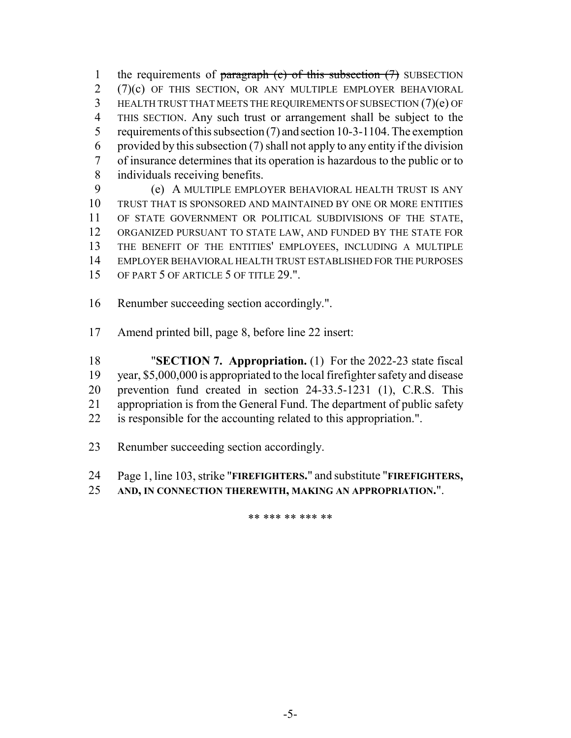the requirements of ~~paragraph (c) of this subsection (7)~~ SUBSECTION (7)(c) OF THIS SECTION, OR ANY MULTIPLE EMPLOYER BEHAVIORAL HEALTH TRUST THAT MEETS THE REQUIREMENTS OF SUBSECTION (7)(e) OF THIS SECTION. Any such trust or arrangement shall be subject to the requirements of this subsection (7) and section 10-3-1104. The exemption provided by this subsection (7) shall not apply to any entity if the division of insurance determines that its operation is hazardous to the public or to individuals receiving benefits.

(e) A MULTIPLE EMPLOYER BEHAVIORAL HEALTH TRUST IS ANY TRUST THAT IS SPONSORED AND MAINTAINED BY ONE OR MORE ENTITIES OF STATE GOVERNMENT OR POLITICAL SUBDIVISIONS OF THE STATE, ORGANIZED PURSUANT TO STATE LAW, AND FUNDED BY THE STATE FOR THE BENEFIT OF THE ENTITIES' EMPLOYEES, INCLUDING A MULTIPLE EMPLOYER BEHAVIORAL HEALTH TRUST ESTABLISHED FOR THE PURPOSES OF PART 5 OF ARTICLE 5 OF TITLE 29.".

Renumber succeeding section accordingly.".

Amend printed bill, page 8, before line 22 insert:

"**SECTION 7. Appropriation.** (1) For the 2022-23 state fiscal year, $5,000,000 is appropriated to the local firefighter safety and disease prevention fund created in section 24-33.5-1231 (1), C.R.S. This appropriation is from the General Fund. The department of public safety is responsible for the accounting related to this appropriation.".

Renumber succeeding section accordingly.

Page 1, line 103, strike "**FIREFIGHTERS.**" and substitute "**FIREFIGHTERS, AND, IN CONNECTION THEREWITH, MAKING AN APPROPRIATION.**".

** *** ** *** **